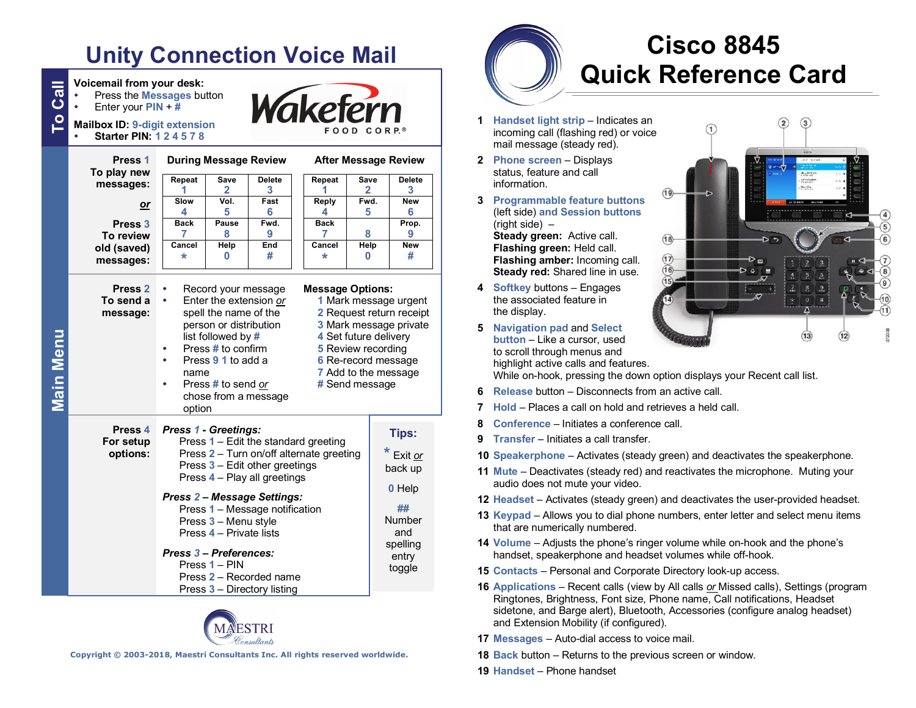# Unity Connection Voice Mail

## To Call

**Voicemail from your desk:**

- Press the Messages button
- Enter your PIN + #

**Mailbox ID:** 9-digit extension

- **Starter PIN:** 1 2 4 5 7 8

Wakefern FOOD CORP.®

## Main Menu

**Press 1 To play new messages:** *or* **Press 3 To review old (saved) messages:**

**During Message Review**

| Repeat 1 | Save 2 | Delete 3 |
|---|---|---|
| Slow 4 | Vol. 5 | Fast 6 |
| Back 7 | Pause 8 | Fwd. 9 |
| Cancel * | Help 0 | End # |

**After Message Review**

| Repeat 1 | Save 2 | Delete 3 |
|---|---|---|
| Reply 4 | Fwd. 5 | New 6 |
| Back 7 | 8 | Prop. 9 |
| Cancel * | Help 0 | New # |

**Press 2 To send a message:**

- Record your message
- Enter the extension *or* spell the name of the person or distribution list followed by #
- Press # to confirm
- Press 9 1 to add a name
- Press # to send *or* chose from a message option

**Message Options:**

1 Mark message urgent
2 Request return receipt
3 Mark message private
4 Set future delivery
5 Review recording
6 Re-record message
7 Add to the message
# Send message

**Press 4 For setup options:**

***Press 1 - Greetings:***
Press 1 – Edit the standard greeting
Press 2 – Turn on/off alternate greeting
Press 3 – Edit other greetings
Press 4 – Play all greetings

***Press 2 – Message Settings:***
Press 1 – Message notification
Press 3 – Menu style
Press 4 – Private lists

***Press 3 – Preferences:***
Press 1 – PIN
Press 2 – Recorded name
Press 3 – Directory listing

**Tips:**

\* Exit *or* back up

0 Help

\## Number and spelling entry toggle

MAESTRI Consultants

Copyright © 2003-2018, Maestri Consultants Inc. All rights reserved worldwide.

# Cisco 8845 Quick Reference Card

1. **Handset light strip** – Indicates an incoming call (flashing red) or voice mail message (steady red).
2. **Phone screen** – Displays status, feature and call information.
3. **Programmable feature buttons** (left side) **and Session buttons** (right side) –
   **Steady green:** Active call.
   **Flashing green:** Held call.
   **Flashing amber:** Incoming call.
   **Steady red:** Shared line in use.
4. **Softkey** buttons – Engages the associated feature in the display.
5. **Navigation pad** and **Select button** – Like a cursor, used to scroll through menus and highlight active calls and features. While on-hook, pressing the down option displays your Recent call list.
6. **Release** button – Disconnects from an active call.
7. **Hold** – Places a call on hold and retrieves a held call.
8. **Conference** – Initiates a conference call.
9. **Transfer** – Initiates a call transfer.
10. **Speakerphone** – Activates (steady green) and deactivates the speakerphone.
11. **Mute** – Deactivates (steady red) and reactivates the microphone. Muting your audio does not mute your video.
12. **Headset** – Activates (steady green) and deactivates the user-provided headset.
13. **Keypad** – Allows you to dial phone numbers, enter letter and select menu items that are numerically numbered.
14. **Volume** – Adjusts the phone's ringer volume while on-hook and the phone's handset, speakerphone and headset volumes while off-hook.
15. **Contacts** – Personal and Corporate Directory look-up access.
16. **Applications** – Recent calls (view by All calls *or* Missed calls), Settings (program Ringtones, Brightness, Font size, Phone name, Call notifications, Headset sidetone, and Barge alert), Bluetooth, Accessories (configure analog headset) and Extension Mobility (if configured).
17. **Messages** – Auto-dial access to voice mail.
18. **Back** button – Returns to the previous screen or window.
19. **Handset** – Phone handset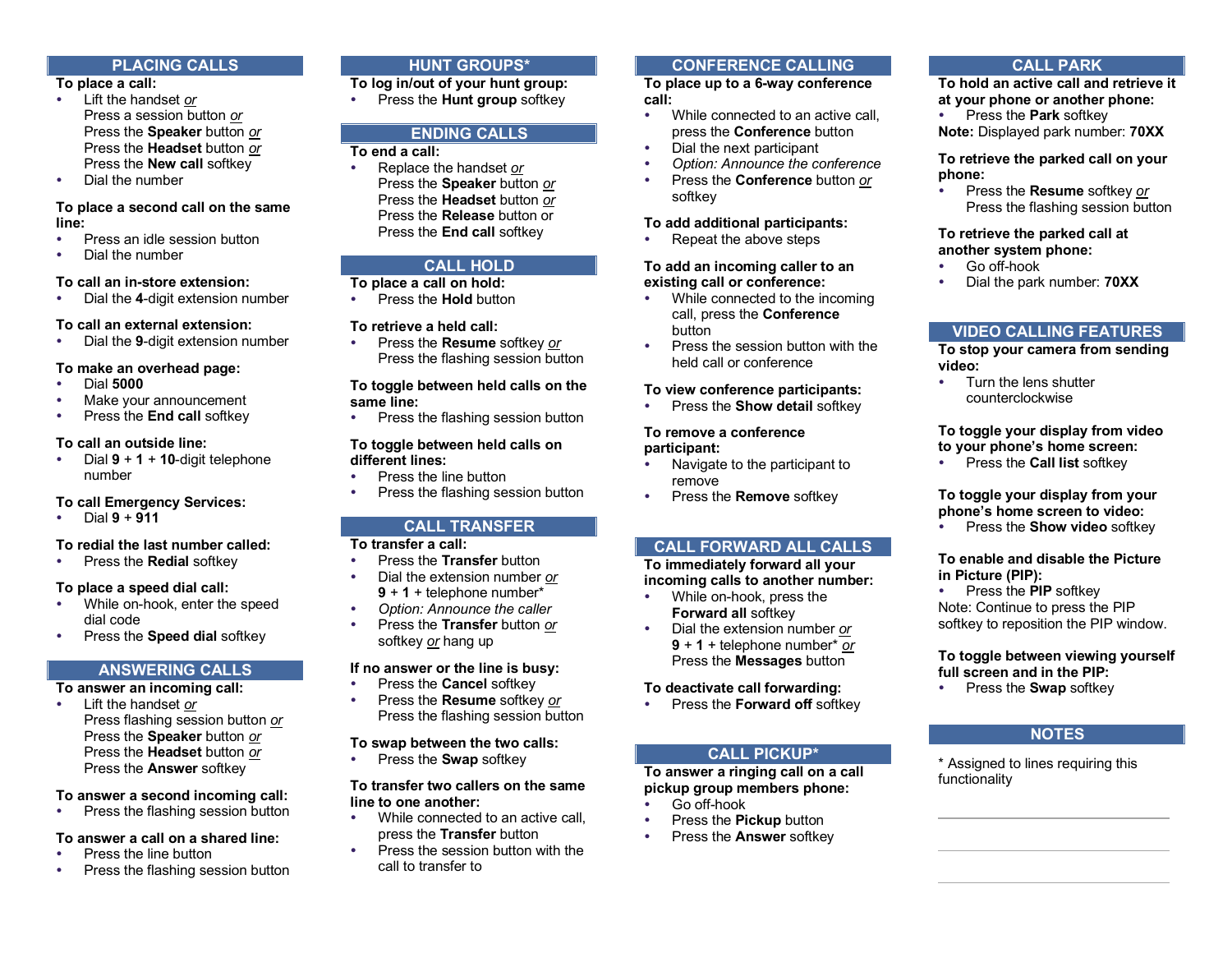## PLACING CALLS

**To place a call:**

- Lift the handset *or*
  Press a session button *or*
  Press the **Speaker** button *or*
  Press the **Headset** button *or*
  Press the **New call** softkey
- Dial the number

**To place a second call on the same line:**

- Press an idle session button
- Dial the number

**To call an in-store extension:**

- Dial the **4**-digit extension number

**To call an external extension:**

- Dial the **9**-digit extension number

**To make an overhead page:**

- Dial **5000**
- Make your announcement
- Press the **End call** softkey

**To call an outside line:**

- Dial **9** + **1** + **10**-digit telephone number

**To call Emergency Services:**

- Dial **9** + **911**

**To redial the last number called:**

- Press the **Redial** softkey

**To place a speed dial call:**

- While on-hook, enter the speed dial code
- Press the **Speed dial** softkey

## ANSWERING CALLS

**To answer an incoming call:**

- Lift the handset *or*
  Press flashing session button *or*
  Press the **Speaker** button *or*
  Press the **Headset** button *or*
  Press the **Answer** softkey

**To answer a second incoming call:**

- Press the flashing session button

**To answer a call on a shared line:**

- Press the line button
- Press the flashing session button

## HUNT GROUPS*

**To log in/out of your hunt group:**

- Press the **Hunt group** softkey

## ENDING CALLS

**To end a call:**

- Replace the handset *or*
  Press the **Speaker** button *or*
  Press the **Headset** button *or*
  Press the **Release** button or
  Press the **End call** softkey

## CALL HOLD

**To place a call on hold:**

- Press the **Hold** button

**To retrieve a held call:**

- Press the **Resume** softkey *or*
  Press the flashing session button

**To toggle between held calls on the same line:**

- Press the flashing session button

**To toggle between held calls on different lines:**

- Press the line button
- Press the flashing session button

## CALL TRANSFER

**To transfer a call:**

- Press the **Transfer** button
- Dial the extension number *or*
  **9** + **1** + telephone number*
- *Option: Announce the caller*
- Press the **Transfer** button *or*
  softkey *or* hang up

**If no answer or the line is busy:**

- Press the **Cancel** softkey
- Press the **Resume** softkey *or*
  Press the flashing session button

**To swap between the two calls:**

- Press the **Swap** softkey

**To transfer two callers on the same line to one another:**

- While connected to an active call, press the **Transfer** button
- Press the session button with the call to transfer to

## CONFERENCE CALLING

**To place up to a 6-way conference call:**

- While connected to an active call, press the **Conference** button
- Dial the next participant
- *Option: Announce the conference*
- Press the **Conference** button *or* softkey

**To add additional participants:**

- Repeat the above steps

**To add an incoming caller to an existing call or conference:**

- While connected to the incoming call, press the **Conference** button
- Press the session button with the held call or conference

**To view conference participants:**

- Press the **Show detail** softkey

**To remove a conference participant:**

- Navigate to the participant to remove
- Press the **Remove** softkey

## CALL FORWARD ALL CALLS

**To immediately forward all your incoming calls to another number:**

- While on-hook, press the **Forward all** softkey
- Dial the extension number *or*
  **9** + **1** + telephone number* *or*
  Press the **Messages** button

**To deactivate call forwarding:**

- Press the **Forward off** softkey

## CALL PICKUP*

**To answer a ringing call on a call pickup group members phone:**

- Go off-hook
- Press the **Pickup** button
- Press the **Answer** softkey

## CALL PARK

**To hold an active call and retrieve it at your phone or another phone:**

- Press the **Park** softkey

**Note:** Displayed park number: **70XX**

**To retrieve the parked call on your phone:**

- Press the **Resume** softkey *or*
  Press the flashing session button

**To retrieve the parked call at another system phone:**

- Go off-hook
- Dial the park number: **70XX**

## VIDEO CALLING FEATURES

**To stop your camera from sending video:**

- Turn the lens shutter counterclockwise

**To toggle your display from video to your phone's home screen:**

- Press the **Call list** softkey

**To toggle your display from your phone's home screen to video:**

- Press the **Show video** softkey

**To enable and disable the Picture in Picture (PIP):**

- Press the **PIP** softkey

Note: Continue to press the PIP softkey to reposition the PIP window.

**To toggle between viewing yourself full screen and in the PIP:**

- Press the **Swap** softkey

## NOTES

* Assigned to lines requiring this functionality